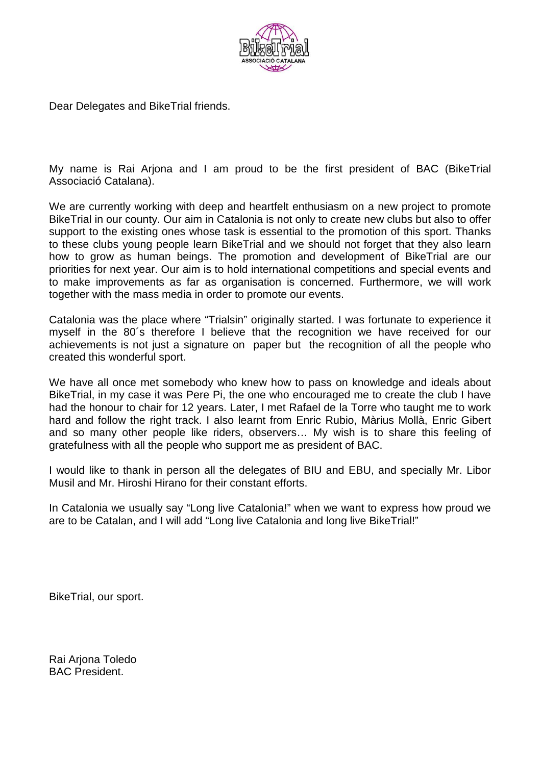Dear Delegates and BikeTrial friends.

My name is Rai Arjona and I am proud to be the first president of BAC (BikeTrial Associació Catalana).

We are currently working with deep and heartfelt enthusiasm on a new project to promote BikeTrial in our county. Our aim in Catalonia is not only to create new clubs but also to offer support to the existing ones whose task is essential to the promotion of this sport. Thanks to these clubs young people learn BikeTrial and we should not forget that they also learn how to grow as human beings. The promotion and development of BikeTrial are our priorities for next year. Our aim is to hold international competitions and special events and to make improvements as far as organisation is concerned. Furthermore, we will work together with the mass media in order to promote our events.

Catalonia was the place where "Trialsin" originally started. I was fortunate to experience it myself in the 80´s therefore I believe that the recognition we have received for our achievements is not just a signature on paper but the recognition of all the people who created this wonderful sport.

We have all once met somebody who knew how to pass on knowledge and ideals about BikeTrial, in my case it was Pere Pi, the one who encouraged me to create the club I have had the honour to chair for 12 years. Later, I met Rafael de la Torre who taught me to work hard and follow the right track. I also learnt from Enric Rubio, Màrius Mollà, Enric Gibert and so many other people like riders, observers… My wish is to share this feeling of gratefulness with all the people who support me as president of BAC.

I would like to thank in person all the delegates of BIU and EBU, and specially Mr. Libor Musil and Mr. Hiroshi Hirano for their constant efforts.

In Catalonia we usually say "Long live Catalonia!" when we want to express how proud we are to be Catalan, and I will add "Long live Catalonia and long live BikeTrial!"

BikeTrial, our sport.

Rai Arjona Toledo
BAC President.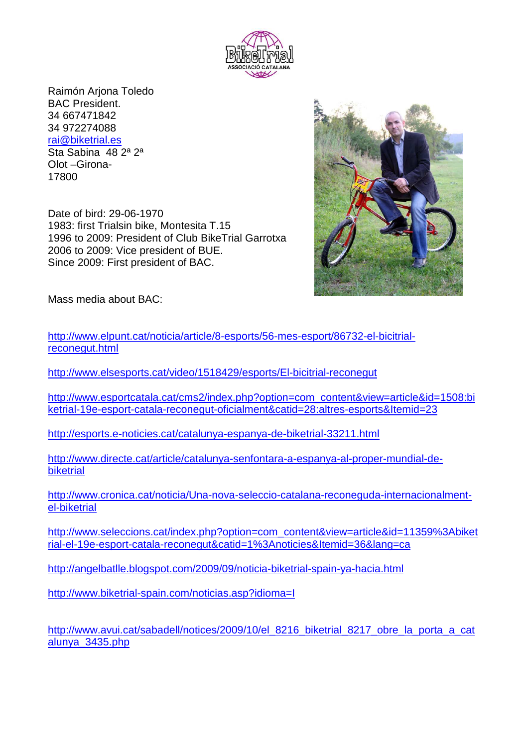Raimón Arjona Toledo
BAC President.
34 667471842
34 972274088
rai@biketrial.es
Sta Sabina 48 2ª 2ª
Olot –Girona-
17800

Date of bird: 29-06-1970
1983: first Trialsin bike, Montesita T.15
1996 to 2009: President of Club BikeTrial Garrotxa
2006 to 2009: Vice president of BUE.
Since 2009: First president of BAC.

Mass media about BAC:

http://www.elpunt.cat/noticia/article/8-esports/56-mes-esport/86732-el-bicitrial-reconegut.html

http://www.elsesports.cat/video/1518429/esports/El-bicitrial-reconegut

http://www.esportcatala.cat/cms2/index.php?option=com_content&view=article&id=1508:biketrial-19e-esport-catala-reconegut-oficialment&catid=28:altres-esports&Itemid=23

http://esports.e-noticies.cat/catalunya-espanya-de-biketrial-33211.html

http://www.directe.cat/article/catalunya-senfontara-a-espanya-al-proper-mundial-de-biketrial

http://www.cronica.cat/noticia/Una-nova-seleccio-catalana-reconeguda-internacionalment-el-biketrial

http://www.seleccions.cat/index.php?option=com_content&view=article&id=11359%3Abiketrial-el-19e-esport-catala-reconegut&catid=1%3Anoticies&Itemid=36&lang=ca

http://angelbatlle.blogspot.com/2009/09/noticia-biketrial-spain-ya-hacia.html

http://www.biketrial-spain.com/noticias.asp?idioma=I

http://www.avui.cat/sabadell/notices/2009/10/el_8216_biketrial_8217_obre_la_porta_a_catalunya_3435.php